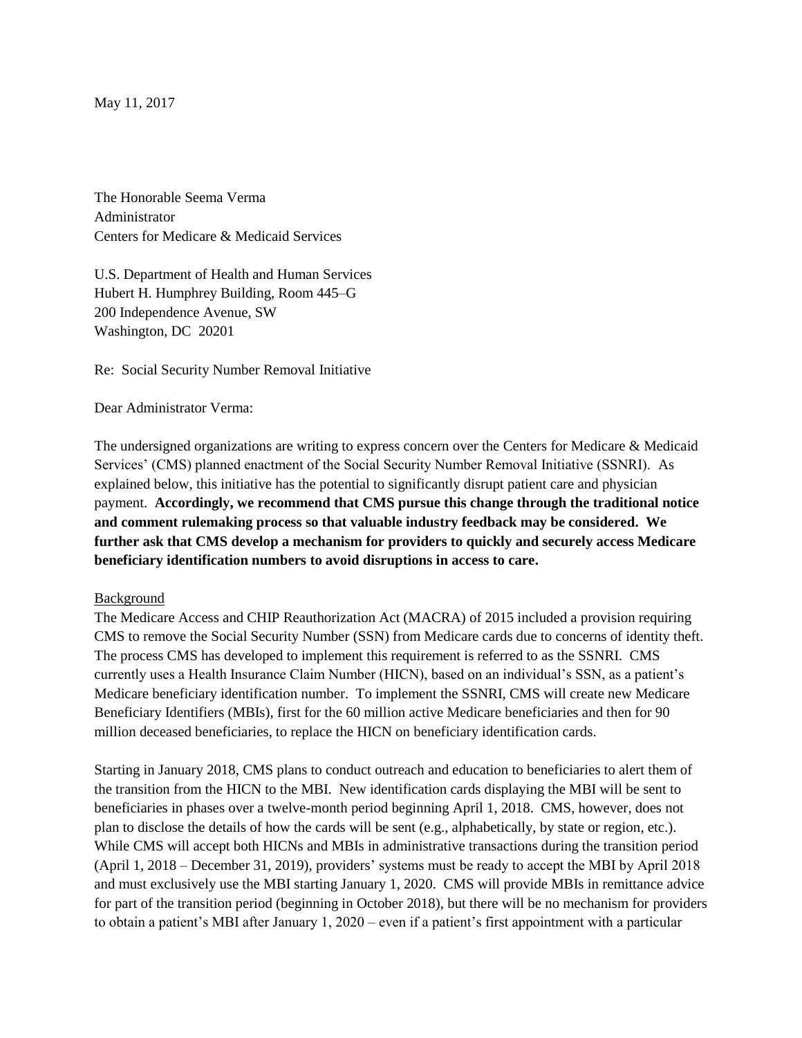May 11, 2017

The Honorable Seema Verma
Administrator
Centers for Medicare & Medicaid Services

U.S. Department of Health and Human Services
Hubert H. Humphrey Building, Room 445–G
200 Independence Avenue, SW
Washington, DC 20201

Re: Social Security Number Removal Initiative

Dear Administrator Verma:

The undersigned organizations are writing to express concern over the Centers for Medicare & Medicaid Services' (CMS) planned enactment of the Social Security Number Removal Initiative (SSNRI). As explained below, this initiative has the potential to significantly disrupt patient care and physician payment. **Accordingly, we recommend that CMS pursue this change through the traditional notice and comment rulemaking process so that valuable industry feedback may be considered. We further ask that CMS develop a mechanism for providers to quickly and securely access Medicare beneficiary identification numbers to avoid disruptions in access to care.**

Background

The Medicare Access and CHIP Reauthorization Act (MACRA) of 2015 included a provision requiring CMS to remove the Social Security Number (SSN) from Medicare cards due to concerns of identity theft. The process CMS has developed to implement this requirement is referred to as the SSNRI. CMS currently uses a Health Insurance Claim Number (HICN), based on an individual's SSN, as a patient's Medicare beneficiary identification number. To implement the SSNRI, CMS will create new Medicare Beneficiary Identifiers (MBIs), first for the 60 million active Medicare beneficiaries and then for 90 million deceased beneficiaries, to replace the HICN on beneficiary identification cards.

Starting in January 2018, CMS plans to conduct outreach and education to beneficiaries to alert them of the transition from the HICN to the MBI. New identification cards displaying the MBI will be sent to beneficiaries in phases over a twelve-month period beginning April 1, 2018. CMS, however, does not plan to disclose the details of how the cards will be sent (e.g., alphabetically, by state or region, etc.). While CMS will accept both HICNs and MBIs in administrative transactions during the transition period (April 1, 2018 – December 31, 2019), providers' systems must be ready to accept the MBI by April 2018 and must exclusively use the MBI starting January 1, 2020. CMS will provide MBIs in remittance advice for part of the transition period (beginning in October 2018), but there will be no mechanism for providers to obtain a patient's MBI after January 1, 2020 – even if a patient's first appointment with a particular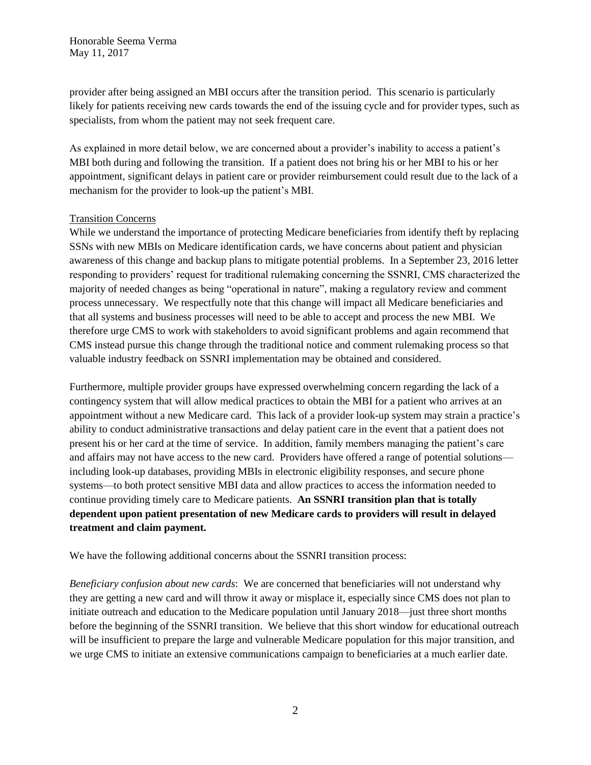provider after being assigned an MBI occurs after the transition period. This scenario is particularly likely for patients receiving new cards towards the end of the issuing cycle and for provider types, such as specialists, from whom the patient may not seek frequent care.

As explained in more detail below, we are concerned about a provider's inability to access a patient's MBI both during and following the transition. If a patient does not bring his or her MBI to his or her appointment, significant delays in patient care or provider reimbursement could result due to the lack of a mechanism for the provider to look-up the patient's MBI.

Transition Concerns

While we understand the importance of protecting Medicare beneficiaries from identify theft by replacing SSNs with new MBIs on Medicare identification cards, we have concerns about patient and physician awareness of this change and backup plans to mitigate potential problems. In a September 23, 2016 letter responding to providers' request for traditional rulemaking concerning the SSNRI, CMS characterized the majority of needed changes as being "operational in nature", making a regulatory review and comment process unnecessary. We respectfully note that this change will impact all Medicare beneficiaries and that all systems and business processes will need to be able to accept and process the new MBI. We therefore urge CMS to work with stakeholders to avoid significant problems and again recommend that CMS instead pursue this change through the traditional notice and comment rulemaking process so that valuable industry feedback on SSNRI implementation may be obtained and considered.

Furthermore, multiple provider groups have expressed overwhelming concern regarding the lack of a contingency system that will allow medical practices to obtain the MBI for a patient who arrives at an appointment without a new Medicare card. This lack of a provider look-up system may strain a practice's ability to conduct administrative transactions and delay patient care in the event that a patient does not present his or her card at the time of service. In addition, family members managing the patient's care and affairs may not have access to the new card. Providers have offered a range of potential solutions—including look-up databases, providing MBIs in electronic eligibility responses, and secure phone systems—to both protect sensitive MBI data and allow practices to access the information needed to continue providing timely care to Medicare patients. **An SSNRI transition plan that is totally dependent upon patient presentation of new Medicare cards to providers will result in delayed treatment and claim payment.**

We have the following additional concerns about the SSNRI transition process:

*Beneficiary confusion about new cards*: We are concerned that beneficiaries will not understand why they are getting a new card and will throw it away or misplace it, especially since CMS does not plan to initiate outreach and education to the Medicare population until January 2018—just three short months before the beginning of the SSNRI transition. We believe that this short window for educational outreach will be insufficient to prepare the large and vulnerable Medicare population for this major transition, and we urge CMS to initiate an extensive communications campaign to beneficiaries at a much earlier date.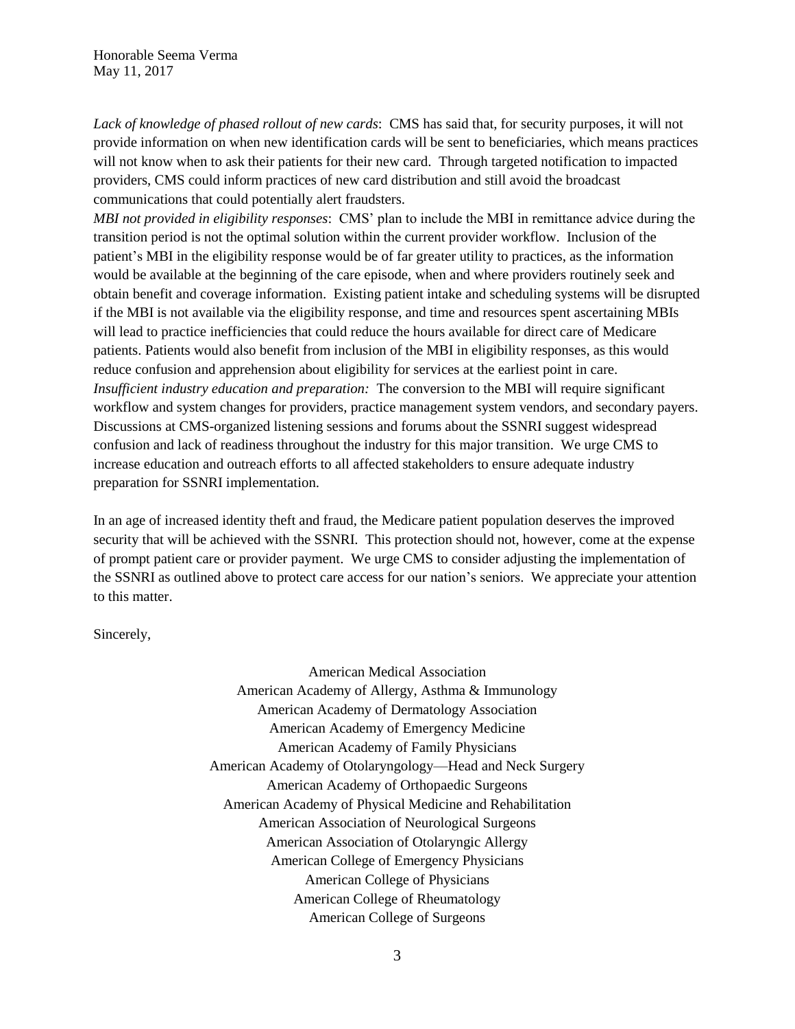*Lack of knowledge of phased rollout of new cards*: CMS has said that, for security purposes, it will not provide information on when new identification cards will be sent to beneficiaries, which means practices will not know when to ask their patients for their new card. Through targeted notification to impacted providers, CMS could inform practices of new card distribution and still avoid the broadcast communications that could potentially alert fraudsters.

*MBI not provided in eligibility responses*: CMS' plan to include the MBI in remittance advice during the transition period is not the optimal solution within the current provider workflow. Inclusion of the patient's MBI in the eligibility response would be of far greater utility to practices, as the information would be available at the beginning of the care episode, when and where providers routinely seek and obtain benefit and coverage information. Existing patient intake and scheduling systems will be disrupted if the MBI is not available via the eligibility response, and time and resources spent ascertaining MBIs will lead to practice inefficiencies that could reduce the hours available for direct care of Medicare patients. Patients would also benefit from inclusion of the MBI in eligibility responses, as this would reduce confusion and apprehension about eligibility for services at the earliest point in care.

*Insufficient industry education and preparation:* The conversion to the MBI will require significant workflow and system changes for providers, practice management system vendors, and secondary payers. Discussions at CMS-organized listening sessions and forums about the SSNRI suggest widespread confusion and lack of readiness throughout the industry for this major transition. We urge CMS to increase education and outreach efforts to all affected stakeholders to ensure adequate industry preparation for SSNRI implementation.

In an age of increased identity theft and fraud, the Medicare patient population deserves the improved security that will be achieved with the SSNRI. This protection should not, however, come at the expense of prompt patient care or provider payment. We urge CMS to consider adjusting the implementation of the SSNRI as outlined above to protect care access for our nation's seniors. We appreciate your attention to this matter.

Sincerely,

American Medical Association
American Academy of Allergy, Asthma & Immunology
American Academy of Dermatology Association
American Academy of Emergency Medicine
American Academy of Family Physicians
American Academy of Otolaryngology—Head and Neck Surgery
American Academy of Orthopaedic Surgeons
American Academy of Physical Medicine and Rehabilitation
American Association of Neurological Surgeons
American Association of Otolaryngic Allergy
American College of Emergency Physicians
American College of Physicians
American College of Rheumatology
American College of Surgeons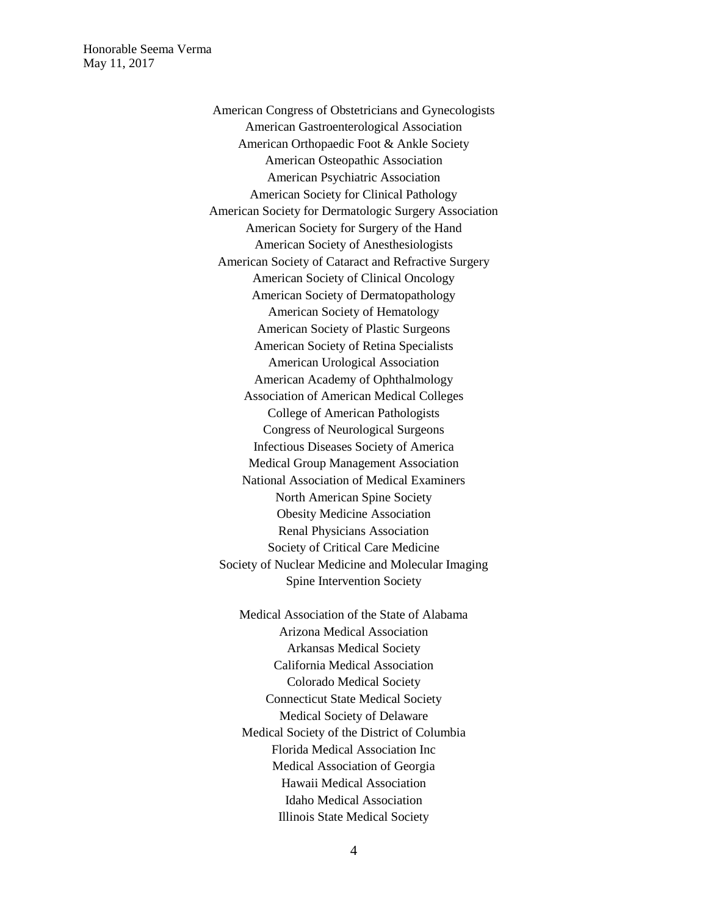American Congress of Obstetricians and Gynecologists
American Gastroenterological Association
American Orthopaedic Foot & Ankle Society
American Osteopathic Association
American Psychiatric Association
American Society for Clinical Pathology
American Society for Dermatologic Surgery Association
American Society for Surgery of the Hand
American Society of Anesthesiologists
American Society of Cataract and Refractive Surgery
American Society of Clinical Oncology
American Society of Dermatopathology
American Society of Hematology
American Society of Plastic Surgeons
American Society of Retina Specialists
American Urological Association
American Academy of Ophthalmology
Association of American Medical Colleges
College of American Pathologists
Congress of Neurological Surgeons
Infectious Diseases Society of America
Medical Group Management Association
National Association of Medical Examiners
North American Spine Society
Obesity Medicine Association
Renal Physicians Association
Society of Critical Care Medicine
Society of Nuclear Medicine and Molecular Imaging
Spine Intervention Society

Medical Association of the State of Alabama
Arizona Medical Association
Arkansas Medical Society
California Medical Association
Colorado Medical Society
Connecticut State Medical Society
Medical Society of Delaware
Medical Society of the District of Columbia
Florida Medical Association Inc
Medical Association of Georgia
Hawaii Medical Association
Idaho Medical Association
Illinois State Medical Society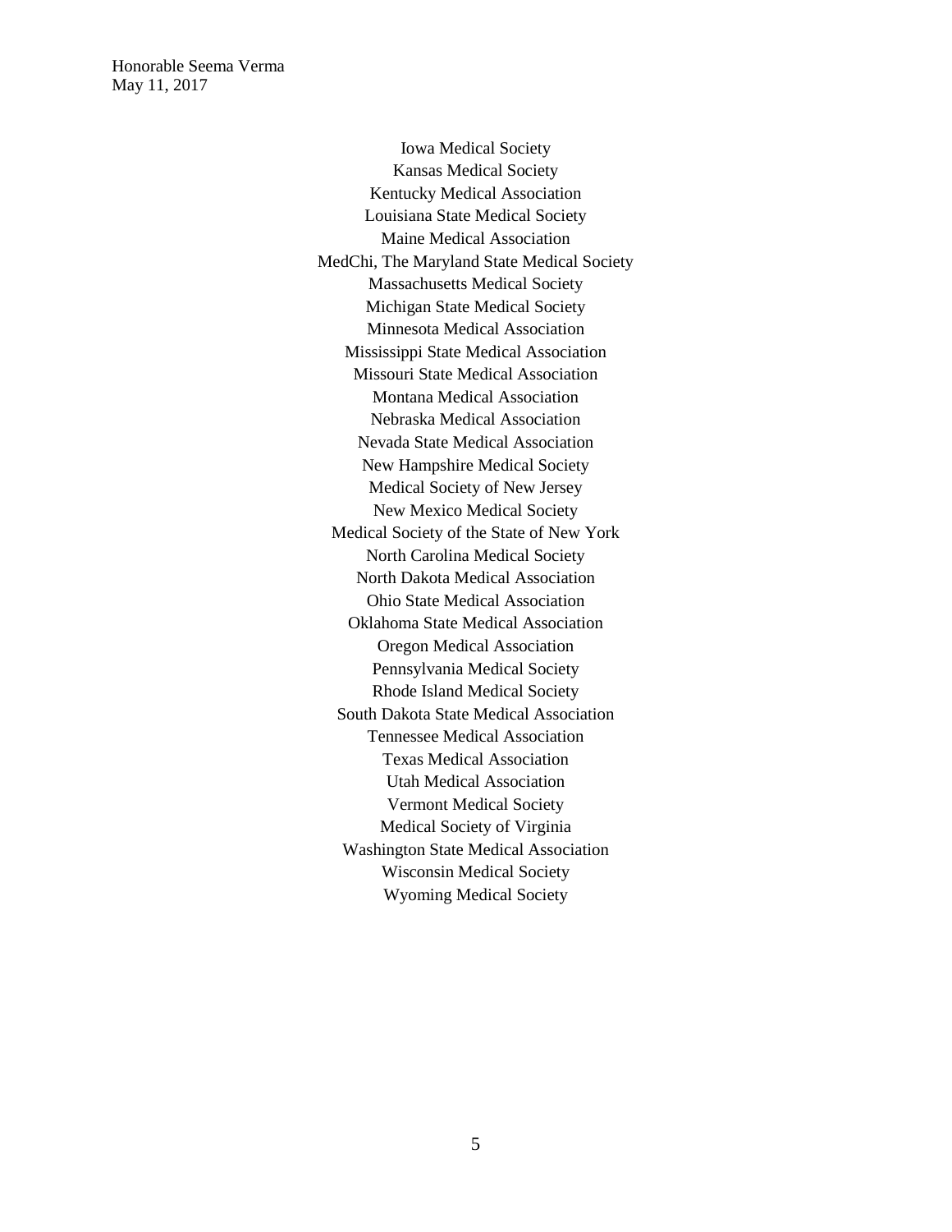Iowa Medical Society
Kansas Medical Society
Kentucky Medical Association
Louisiana State Medical Society
Maine Medical Association
MedChi, The Maryland State Medical Society
Massachusetts Medical Society
Michigan State Medical Society
Minnesota Medical Association
Mississippi State Medical Association
Missouri State Medical Association
Montana Medical Association
Nebraska Medical Association
Nevada State Medical Association
New Hampshire Medical Society
Medical Society of New Jersey
New Mexico Medical Society
Medical Society of the State of New York
North Carolina Medical Society
North Dakota Medical Association
Ohio State Medical Association
Oklahoma State Medical Association
Oregon Medical Association
Pennsylvania Medical Society
Rhode Island Medical Society
South Dakota State Medical Association
Tennessee Medical Association
Texas Medical Association
Utah Medical Association
Vermont Medical Society
Medical Society of Virginia
Washington State Medical Association
Wisconsin Medical Society
Wyoming Medical Society